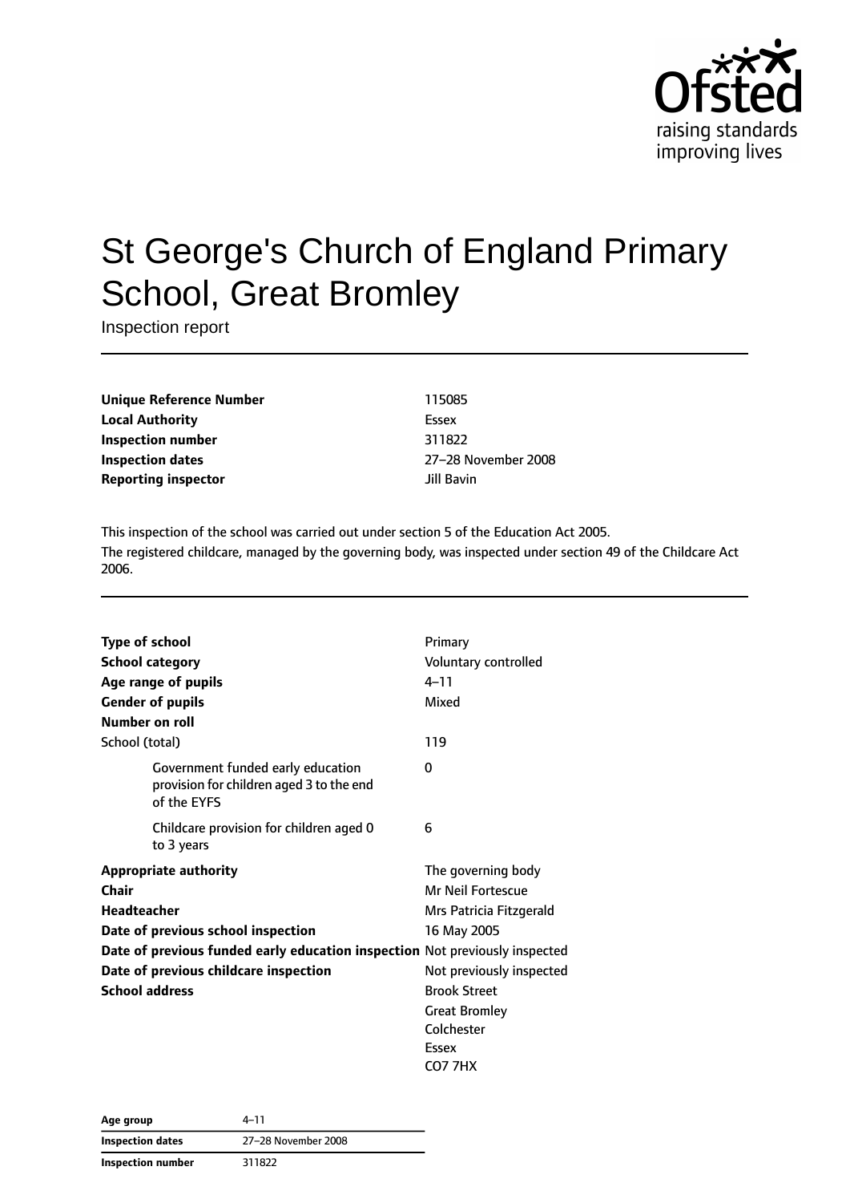# St George's Church of England Primary School, Great Bromley

Inspection report

| | |
|---|---|
| **Unique Reference Number** | 115085 |
| **Local Authority** | Essex |
| **Inspection number** | 311822 |
| **Inspection dates** | 27–28 November 2008 |
| **Reporting inspector** | Jill Bavin |

This inspection of the school was carried out under section 5 of the Education Act 2005.

The registered childcare, managed by the governing body, was inspected under section 49 of the Childcare Act 2006.

| | |
|---|---|
| **Type of school** | Primary |
| **School category** | Voluntary controlled |
| **Age range of pupils** | 4–11 |
| **Gender of pupils** | Mixed |
| **Number on roll** | |
| School (total) | 119 |
| Government funded early education provision for children aged 3 to the end of the EYFS | 0 |
| Childcare provision for children aged 0 to 3 years | 6 |
| **Appropriate authority** | The governing body |
| **Chair** | Mr Neil Fortescue |
| **Headteacher** | Mrs Patricia Fitzgerald |
| **Date of previous school inspection** | 16 May 2005 |
| **Date of previous funded early education inspection** | Not previously inspected |
| **Date of previous childcare inspection** | Not previously inspected |
| **School address** | Brook Street<br>Great Bromley<br>Colchester<br>Essex<br>CO7 7HX |

| | |
|---|---|
| **Age group** | 4–11 |
| **Inspection dates** | 27–28 November 2008 |
| **Inspection number** | 311822 |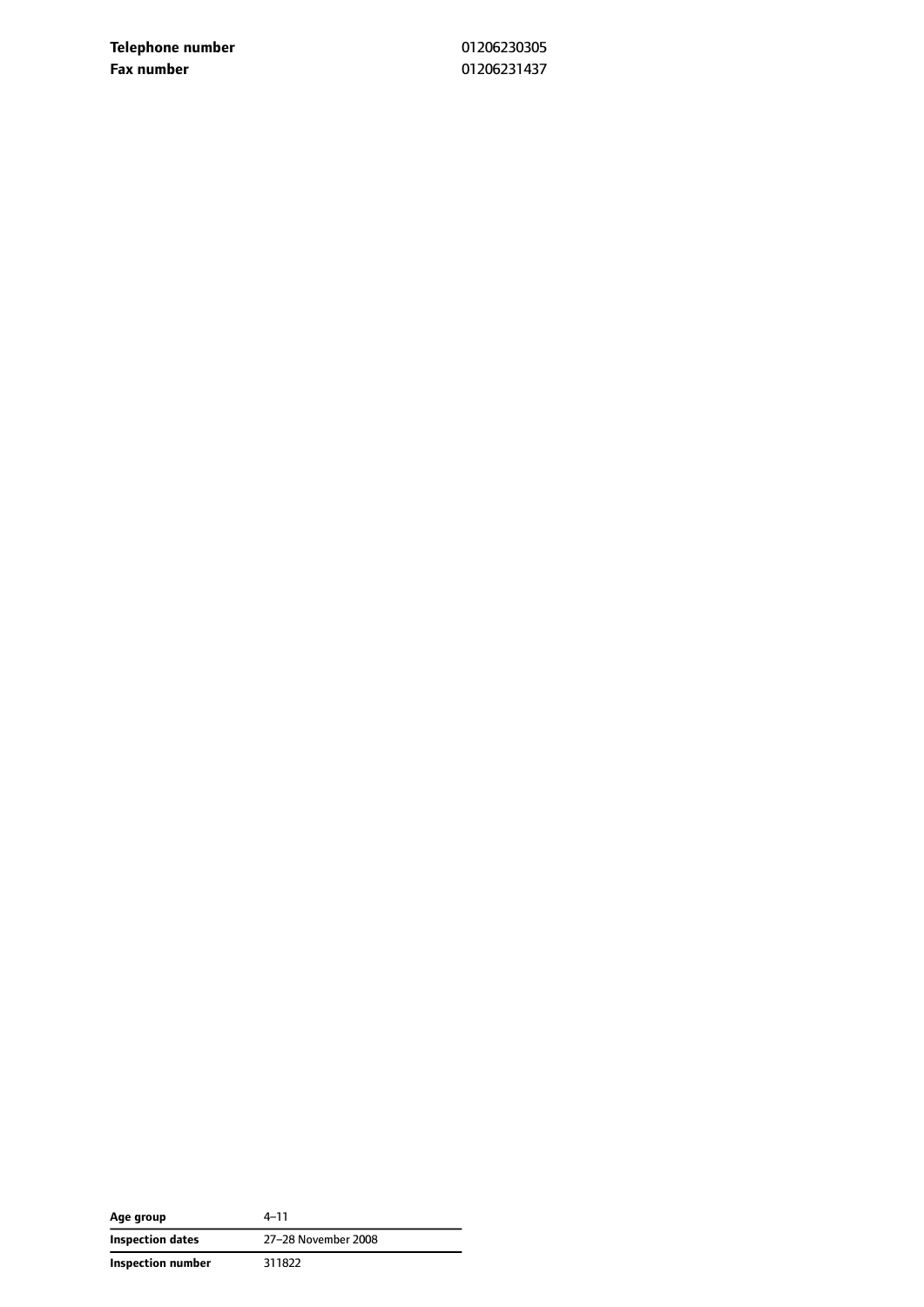| | |
|---|---|
| **Telephone number** | 01206230305 |
| **Fax number** | 01206231437 |

| | |
|---|---|
| **Age group** | 4–11 |
| **Inspection dates** | 27–28 November 2008 |
| **Inspection number** | 311822 |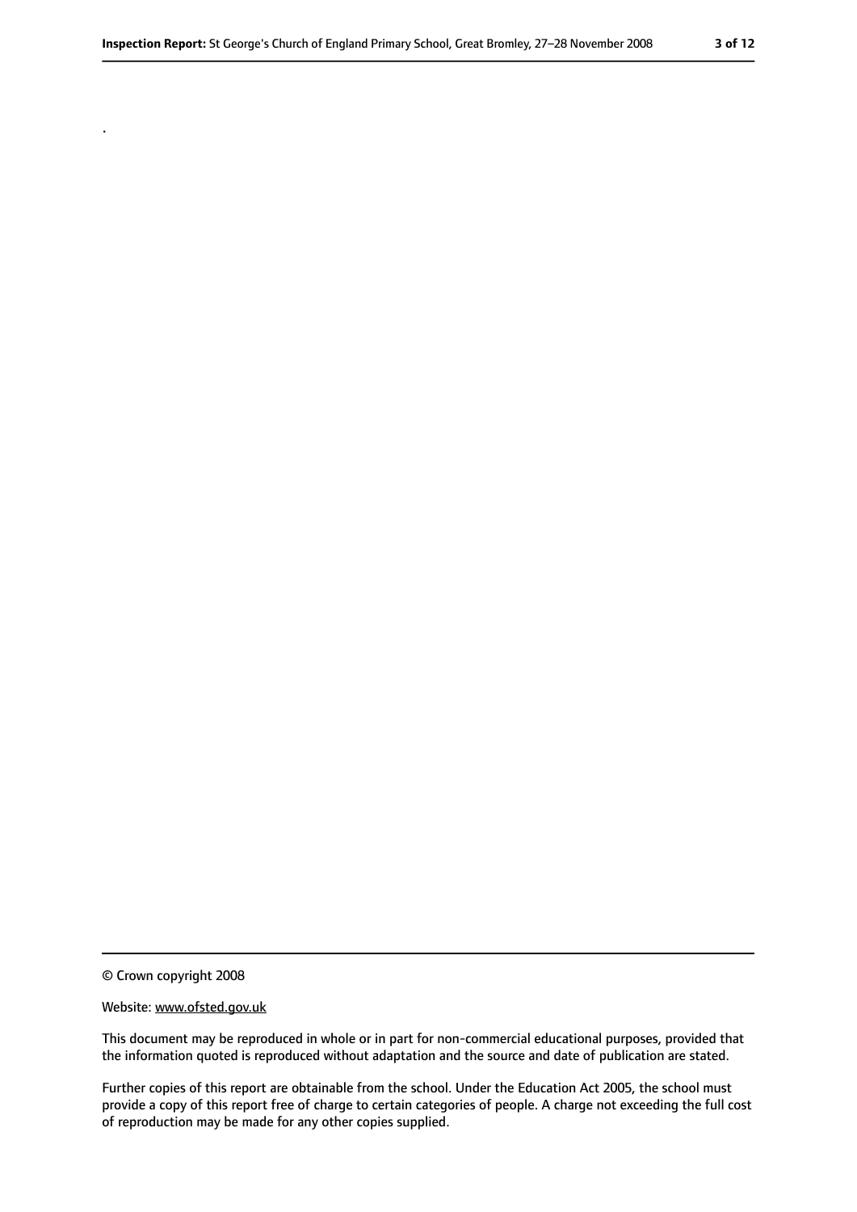.

© Crown copyright 2008

Website: www.ofsted.gov.uk

This document may be reproduced in whole or in part for non-commercial educational purposes, provided that the information quoted is reproduced without adaptation and the source and date of publication are stated.

Further copies of this report are obtainable from the school. Under the Education Act 2005, the school must provide a copy of this report free of charge to certain categories of people. A charge not exceeding the full cost of reproduction may be made for any other copies supplied.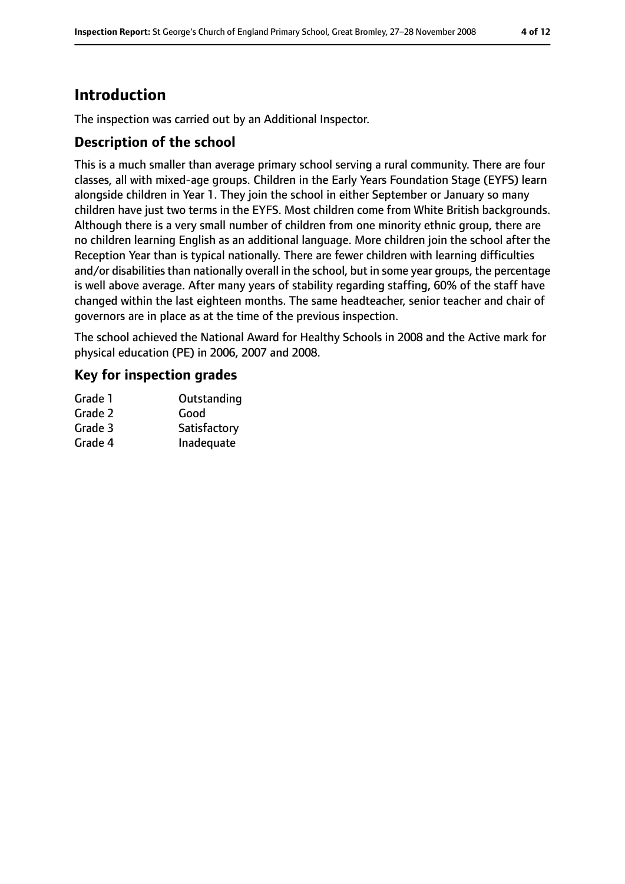# Introduction

The inspection was carried out by an Additional Inspector.

## Description of the school

This is a much smaller than average primary school serving a rural community. There are four classes, all with mixed-age groups. Children in the Early Years Foundation Stage (EYFS) learn alongside children in Year 1. They join the school in either September or January so many children have just two terms in the EYFS. Most children come from White British backgrounds. Although there is a very small number of children from one minority ethnic group, there are no children learning English as an additional language. More children join the school after the Reception Year than is typical nationally. There are fewer children with learning difficulties and/or disabilities than nationally overall in the school, but in some year groups, the percentage is well above average. After many years of stability regarding staffing, 60% of the staff have changed within the last eighteen months. The same headteacher, senior teacher and chair of governors are in place as at the time of the previous inspection.

The school achieved the National Award for Healthy Schools in 2008 and the Active mark for physical education (PE) in 2006, 2007 and 2008.

## Key for inspection grades

| | |
|---|---|
| Grade 1 | Outstanding |
| Grade 2 | Good |
| Grade 3 | Satisfactory |
| Grade 4 | Inadequate |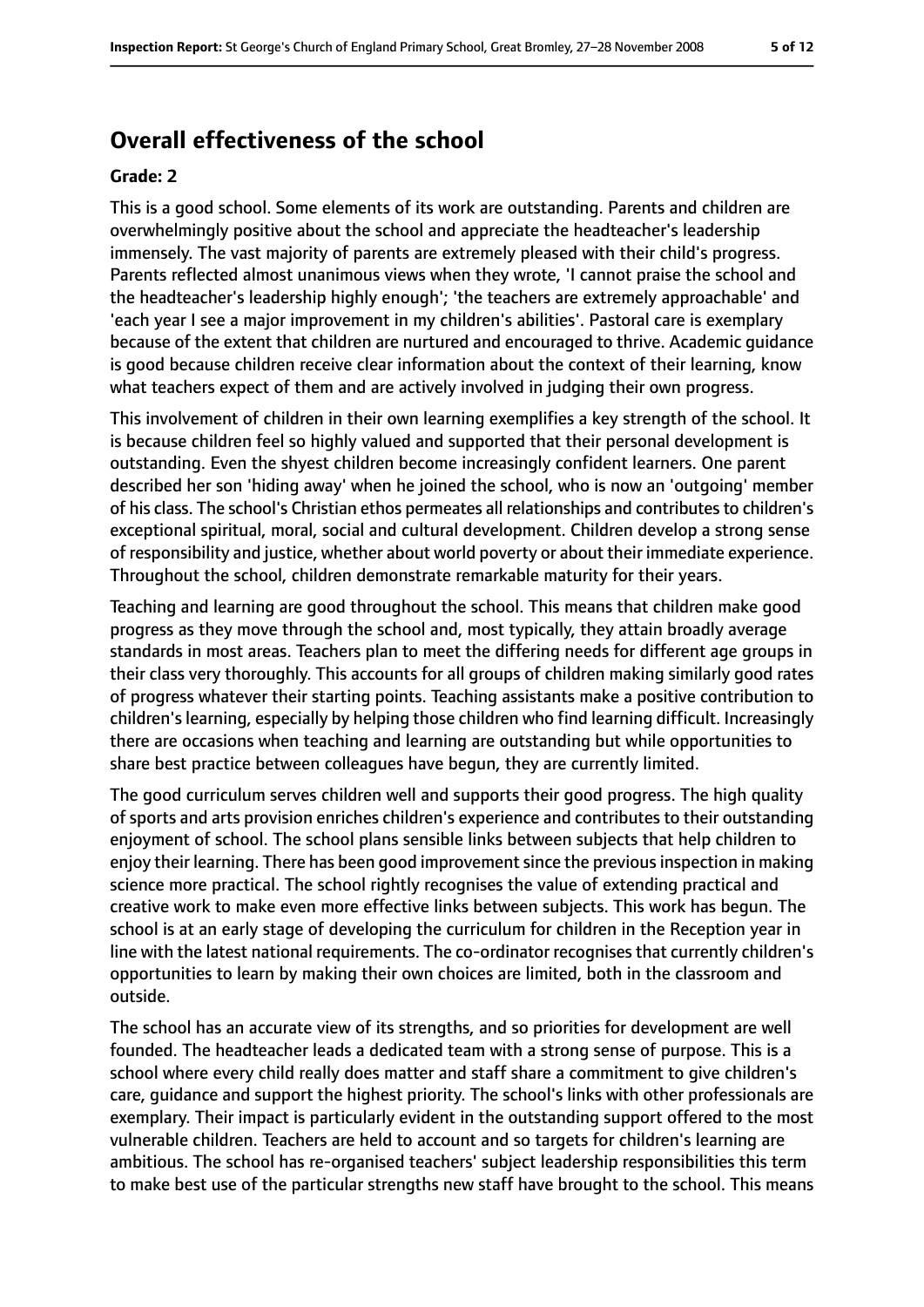## Overall effectiveness of the school

### Grade: 2

This is a good school. Some elements of its work are outstanding. Parents and children are overwhelmingly positive about the school and appreciate the headteacher's leadership immensely. The vast majority of parents are extremely pleased with their child's progress. Parents reflected almost unanimous views when they wrote, 'I cannot praise the school and the headteacher's leadership highly enough'; 'the teachers are extremely approachable' and 'each year I see a major improvement in my children's abilities'. Pastoral care is exemplary because of the extent that children are nurtured and encouraged to thrive. Academic guidance is good because children receive clear information about the context of their learning, know what teachers expect of them and are actively involved in judging their own progress.

This involvement of children in their own learning exemplifies a key strength of the school. It is because children feel so highly valued and supported that their personal development is outstanding. Even the shyest children become increasingly confident learners. One parent described her son 'hiding away' when he joined the school, who is now an 'outgoing' member of his class. The school's Christian ethos permeates all relationships and contributes to children's exceptional spiritual, moral, social and cultural development. Children develop a strong sense of responsibility and justice, whether about world poverty or about their immediate experience. Throughout the school, children demonstrate remarkable maturity for their years.

Teaching and learning are good throughout the school. This means that children make good progress as they move through the school and, most typically, they attain broadly average standards in most areas. Teachers plan to meet the differing needs for different age groups in their class very thoroughly. This accounts for all groups of children making similarly good rates of progress whatever their starting points. Teaching assistants make a positive contribution to children's learning, especially by helping those children who find learning difficult. Increasingly there are occasions when teaching and learning are outstanding but while opportunities to share best practice between colleagues have begun, they are currently limited.

The good curriculum serves children well and supports their good progress. The high quality of sports and arts provision enriches children's experience and contributes to their outstanding enjoyment of school. The school plans sensible links between subjects that help children to enjoy their learning. There has been good improvement since the previous inspection in making science more practical. The school rightly recognises the value of extending practical and creative work to make even more effective links between subjects. This work has begun. The school is at an early stage of developing the curriculum for children in the Reception year in line with the latest national requirements. The co-ordinator recognises that currently children's opportunities to learn by making their own choices are limited, both in the classroom and outside.

The school has an accurate view of its strengths, and so priorities for development are well founded. The headteacher leads a dedicated team with a strong sense of purpose. This is a school where every child really does matter and staff share a commitment to give children's care, guidance and support the highest priority. The school's links with other professionals are exemplary. Their impact is particularly evident in the outstanding support offered to the most vulnerable children. Teachers are held to account and so targets for children's learning are ambitious. The school has re-organised teachers' subject leadership responsibilities this term to make best use of the particular strengths new staff have brought to the school. This means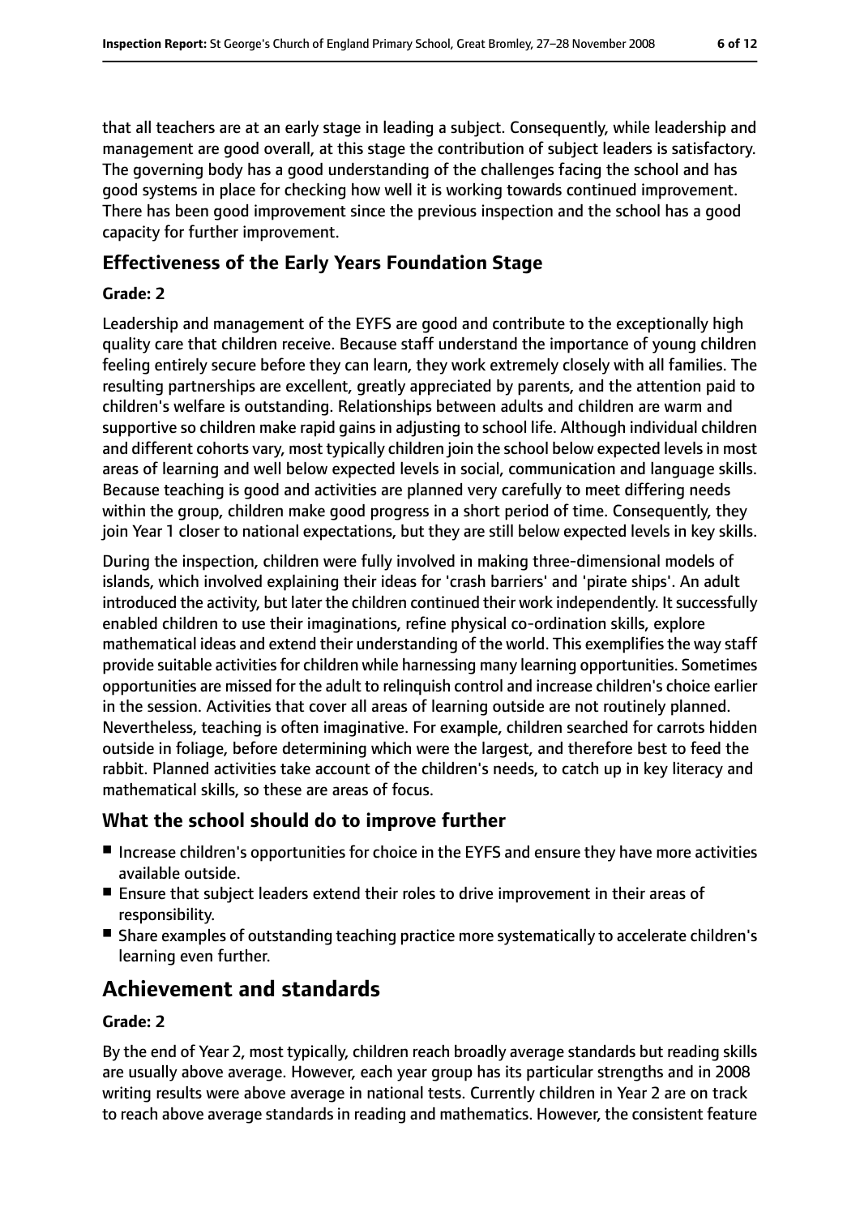that all teachers are at an early stage in leading a subject. Consequently, while leadership and management are good overall, at this stage the contribution of subject leaders is satisfactory. The governing body has a good understanding of the challenges facing the school and has good systems in place for checking how well it is working towards continued improvement. There has been good improvement since the previous inspection and the school has a good capacity for further improvement.

### Effectiveness of the Early Years Foundation Stage

**Grade: 2**

Leadership and management of the EYFS are good and contribute to the exceptionally high quality care that children receive. Because staff understand the importance of young children feeling entirely secure before they can learn, they work extremely closely with all families. The resulting partnerships are excellent, greatly appreciated by parents, and the attention paid to children's welfare is outstanding. Relationships between adults and children are warm and supportive so children make rapid gains in adjusting to school life. Although individual children and different cohorts vary, most typically children join the school below expected levels in most areas of learning and well below expected levels in social, communication and language skills. Because teaching is good and activities are planned very carefully to meet differing needs within the group, children make good progress in a short period of time. Consequently, they join Year 1 closer to national expectations, but they are still below expected levels in key skills.

During the inspection, children were fully involved in making three-dimensional models of islands, which involved explaining their ideas for 'crash barriers' and 'pirate ships'. An adult introduced the activity, but later the children continued their work independently. It successfully enabled children to use their imaginations, refine physical co-ordination skills, explore mathematical ideas and extend their understanding of the world. This exemplifies the way staff provide suitable activities for children while harnessing many learning opportunities. Sometimes opportunities are missed for the adult to relinquish control and increase children's choice earlier in the session. Activities that cover all areas of learning outside are not routinely planned. Nevertheless, teaching is often imaginative. For example, children searched for carrots hidden outside in foliage, before determining which were the largest, and therefore best to feed the rabbit. Planned activities take account of the children's needs, to catch up in key literacy and mathematical skills, so these are areas of focus.

### What the school should do to improve further

- Increase children's opportunities for choice in the EYFS and ensure they have more activities available outside.
- Ensure that subject leaders extend their roles to drive improvement in their areas of responsibility.
- Share examples of outstanding teaching practice more systematically to accelerate children's learning even further.

## Achievement and standards

**Grade: 2**

By the end of Year 2, most typically, children reach broadly average standards but reading skills are usually above average. However, each year group has its particular strengths and in 2008 writing results were above average in national tests. Currently children in Year 2 are on track to reach above average standards in reading and mathematics. However, the consistent feature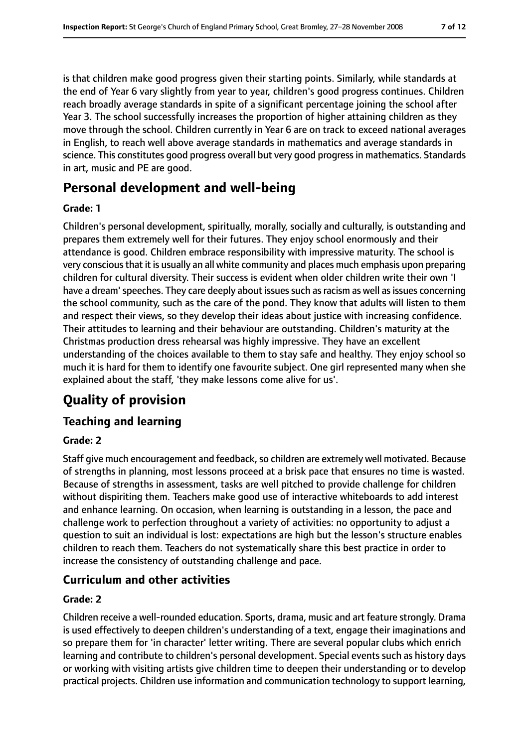is that children make good progress given their starting points. Similarly, while standards at the end of Year 6 vary slightly from year to year, children's good progress continues. Children reach broadly average standards in spite of a significant percentage joining the school after Year 3. The school successfully increases the proportion of higher attaining children as they move through the school. Children currently in Year 6 are on track to exceed national averages in English, to reach well above average standards in mathematics and average standards in science. This constitutes good progress overall but very good progress in mathematics. Standards in art, music and PE are good.

## Personal development and well-being

#### Grade: 1

Children's personal development, spiritually, morally, socially and culturally, is outstanding and prepares them extremely well for their futures. They enjoy school enormously and their attendance is good. Children embrace responsibility with impressive maturity. The school is very conscious that it is usually an all white community and places much emphasis upon preparing children for cultural diversity. Their success is evident when older children write their own 'I have a dream' speeches. They care deeply about issues such as racism as well as issues concerning the school community, such as the care of the pond. They know that adults will listen to them and respect their views, so they develop their ideas about justice with increasing confidence. Their attitudes to learning and their behaviour are outstanding. Children's maturity at the Christmas production dress rehearsal was highly impressive. They have an excellent understanding of the choices available to them to stay safe and healthy. They enjoy school so much it is hard for them to identify one favourite subject. One girl represented many when she explained about the staff, 'they make lessons come alive for us'.

## Quality of provision

### Teaching and learning

#### Grade: 2

Staff give much encouragement and feedback, so children are extremely well motivated. Because of strengths in planning, most lessons proceed at a brisk pace that ensures no time is wasted. Because of strengths in assessment, tasks are well pitched to provide challenge for children without dispiriting them. Teachers make good use of interactive whiteboards to add interest and enhance learning. On occasion, when learning is outstanding in a lesson, the pace and challenge work to perfection throughout a variety of activities: no opportunity to adjust a question to suit an individual is lost: expectations are high but the lesson's structure enables children to reach them. Teachers do not systematically share this best practice in order to increase the consistency of outstanding challenge and pace.

### Curriculum and other activities

#### Grade: 2

Children receive a well-rounded education. Sports, drama, music and art feature strongly. Drama is used effectively to deepen children's understanding of a text, engage their imaginations and so prepare them for 'in character' letter writing. There are several popular clubs which enrich learning and contribute to children's personal development. Special events such as history days or working with visiting artists give children time to deepen their understanding or to develop practical projects. Children use information and communication technology to support learning,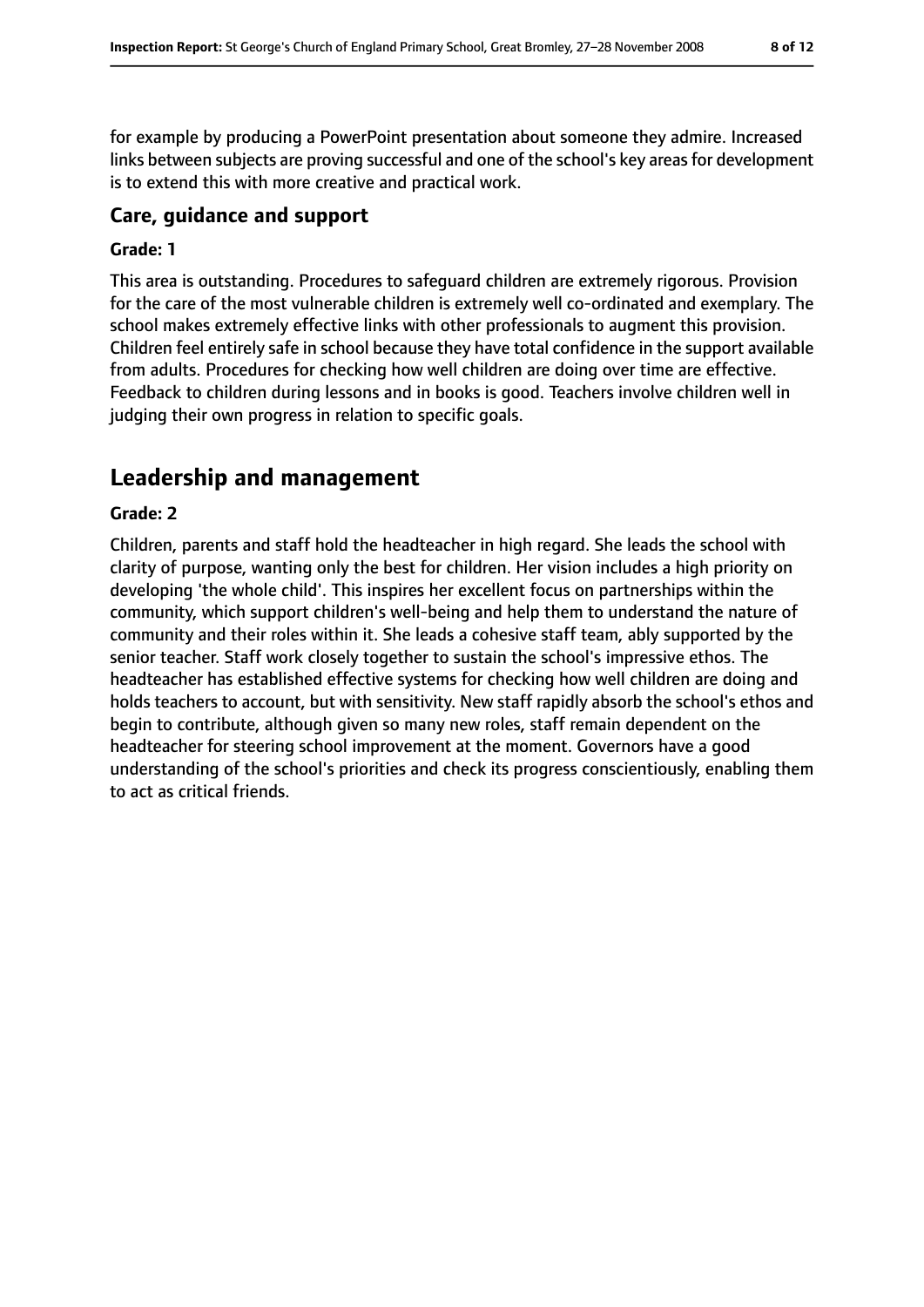for example by producing a PowerPoint presentation about someone they admire. Increased links between subjects are proving successful and one of the school's key areas for development is to extend this with more creative and practical work.

### Care, guidance and support

#### Grade: 1

This area is outstanding. Procedures to safeguard children are extremely rigorous. Provision for the care of the most vulnerable children is extremely well co-ordinated and exemplary. The school makes extremely effective links with other professionals to augment this provision. Children feel entirely safe in school because they have total confidence in the support available from adults. Procedures for checking how well children are doing over time are effective. Feedback to children during lessons and in books is good. Teachers involve children well in judging their own progress in relation to specific goals.

## Leadership and management

#### Grade: 2

Children, parents and staff hold the headteacher in high regard. She leads the school with clarity of purpose, wanting only the best for children. Her vision includes a high priority on developing 'the whole child'. This inspires her excellent focus on partnerships within the community, which support children's well-being and help them to understand the nature of community and their roles within it. She leads a cohesive staff team, ably supported by the senior teacher. Staff work closely together to sustain the school's impressive ethos. The headteacher has established effective systems for checking how well children are doing and holds teachers to account, but with sensitivity. New staff rapidly absorb the school's ethos and begin to contribute, although given so many new roles, staff remain dependent on the headteacher for steering school improvement at the moment. Governors have a good understanding of the school's priorities and check its progress conscientiously, enabling them to act as critical friends.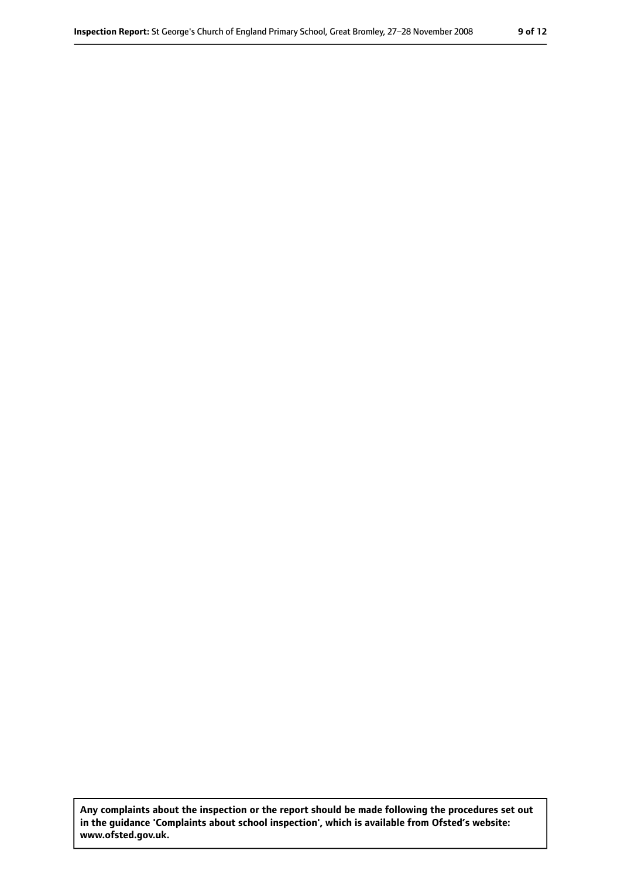**Any complaints about the inspection or the report should be made following the procedures set out in the guidance 'Complaints about school inspection', which is available from Ofsted's website: www.ofsted.gov.uk.**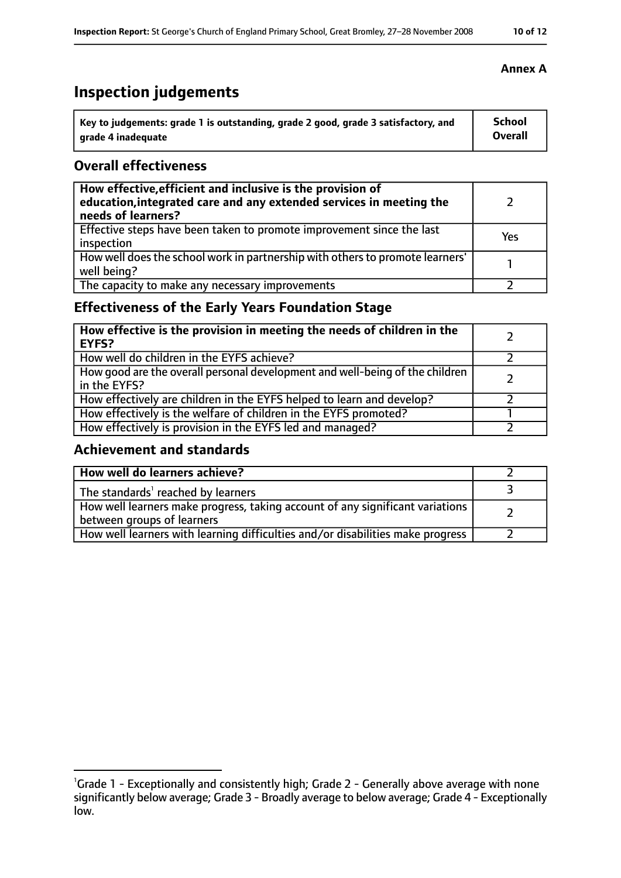**Annex A**

# Inspection judgements

| Key to judgements: grade 1 is outstanding, grade 2 good, grade 3 satisfactory, and grade 4 inadequate | School Overall |
|---|---|

## Overall effectiveness

| | |
|---|---|
| **How effective, efficient and inclusive is the provision of education, integrated care and any extended services in meeting the needs of learners?** | 2 |
| Effective steps have been taken to promote improvement since the last inspection | Yes |
| How well does the school work in partnership with others to promote learners' well being? | 1 |
| The capacity to make any necessary improvements | 2 |

## Effectiveness of the Early Years Foundation Stage

| | |
|---|---|
| **How effective is the provision in meeting the needs of children in the EYFS?** | 2 |
| How well do children in the EYFS achieve? | 2 |
| How good are the overall personal development and well-being of the children in the EYFS? | 2 |
| How effectively are children in the EYFS helped to learn and develop? | 2 |
| How effectively is the welfare of children in the EYFS promoted? | 1 |
| How effectively is provision in the EYFS led and managed? | 2 |

## Achievement and standards

| | |
|---|---|
| **How well do learners achieve?** | 2 |
| The standards[1] reached by learners | 3 |
| How well learners make progress, taking account of any significant variations between groups of learners | 2 |
| How well learners with learning difficulties and/or disabilities make progress | 2 |

[1]Grade 1 - Exceptionally and consistently high; Grade 2 - Generally above average with none significantly below average; Grade 3 - Broadly average to below average; Grade 4 - Exceptionally low.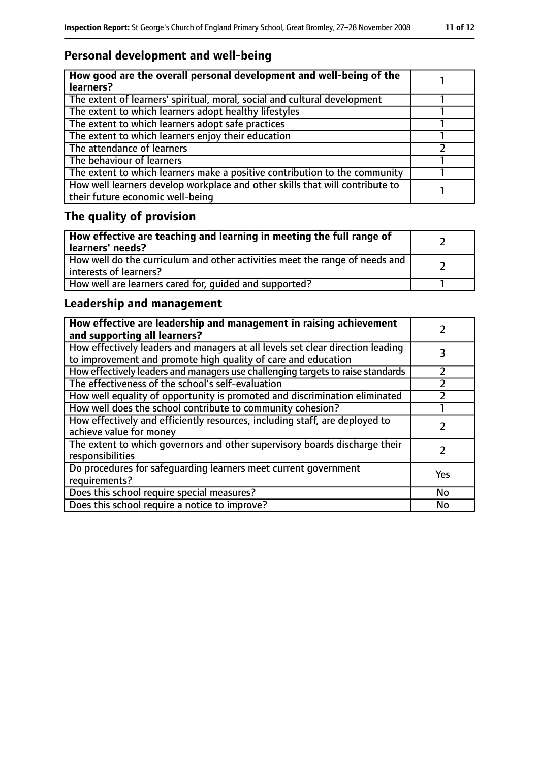## Personal development and well-being

| **How good are the overall personal development and well-being of the learners?** | 1 |
|---|---|
| The extent of learners' spiritual, moral, social and cultural development | 1 |
| The extent to which learners adopt healthy lifestyles | 1 |
| The extent to which learners adopt safe practices | 1 |
| The extent to which learners enjoy their education | 1 |
| The attendance of learners | 2 |
| The behaviour of learners | 1 |
| The extent to which learners make a positive contribution to the community | 1 |
| How well learners develop workplace and other skills that will contribute to their future economic well-being | 1 |

## The quality of provision

| **How effective are teaching and learning in meeting the full range of learners' needs?** | 2 |
|---|---|
| How well do the curriculum and other activities meet the range of needs and interests of learners? | 2 |
| How well are learners cared for, guided and supported? | 1 |

## Leadership and management

| **How effective are leadership and management in raising achievement and supporting all learners?** | 2 |
|---|---|
| How effectively leaders and managers at all levels set clear direction leading to improvement and promote high quality of care and education | 3 |
| How effectively leaders and managers use challenging targets to raise standards | 2 |
| The effectiveness of the school's self-evaluation | 2 |
| How well equality of opportunity is promoted and discrimination eliminated | 2 |
| How well does the school contribute to community cohesion? | 1 |
| How effectively and efficiently resources, including staff, are deployed to achieve value for money | 2 |
| The extent to which governors and other supervisory boards discharge their responsibilities | 2 |
| Do procedures for safeguarding learners meet current government requirements? | Yes |
| Does this school require special measures? | No |
| Does this school require a notice to improve? | No |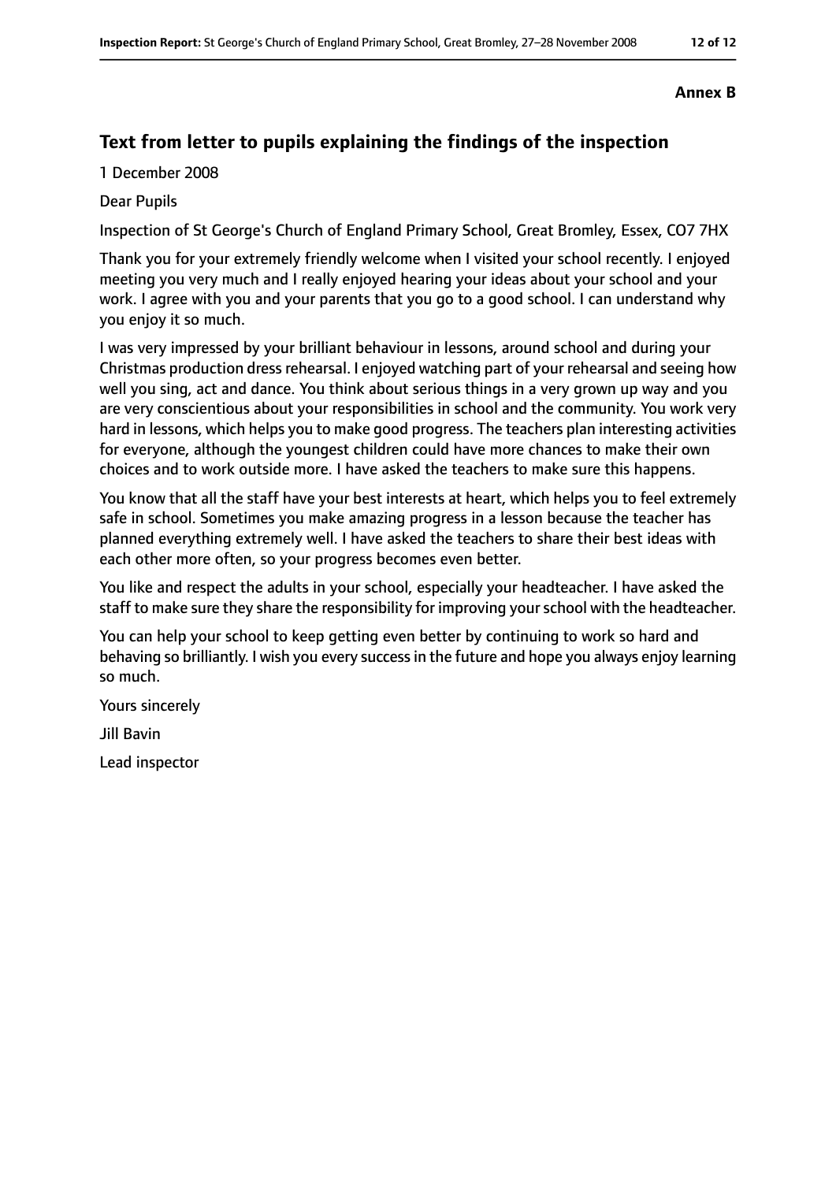**Annex B**

## Text from letter to pupils explaining the findings of the inspection

1 December 2008

Dear Pupils

Inspection of St George's Church of England Primary School, Great Bromley, Essex, CO7 7HX

Thank you for your extremely friendly welcome when I visited your school recently. I enjoyed meeting you very much and I really enjoyed hearing your ideas about your school and your work. I agree with you and your parents that you go to a good school. I can understand why you enjoy it so much.

I was very impressed by your brilliant behaviour in lessons, around school and during your Christmas production dress rehearsal. I enjoyed watching part of your rehearsal and seeing how well you sing, act and dance. You think about serious things in a very grown up way and you are very conscientious about your responsibilities in school and the community. You work very hard in lessons, which helps you to make good progress. The teachers plan interesting activities for everyone, although the youngest children could have more chances to make their own choices and to work outside more. I have asked the teachers to make sure this happens.

You know that all the staff have your best interests at heart, which helps you to feel extremely safe in school. Sometimes you make amazing progress in a lesson because the teacher has planned everything extremely well. I have asked the teachers to share their best ideas with each other more often, so your progress becomes even better.

You like and respect the adults in your school, especially your headteacher. I have asked the staff to make sure they share the responsibility for improving your school with the headteacher.

You can help your school to keep getting even better by continuing to work so hard and behaving so brilliantly. I wish you every success in the future and hope you always enjoy learning so much.

Yours sincerely

Jill Bavin

Lead inspector